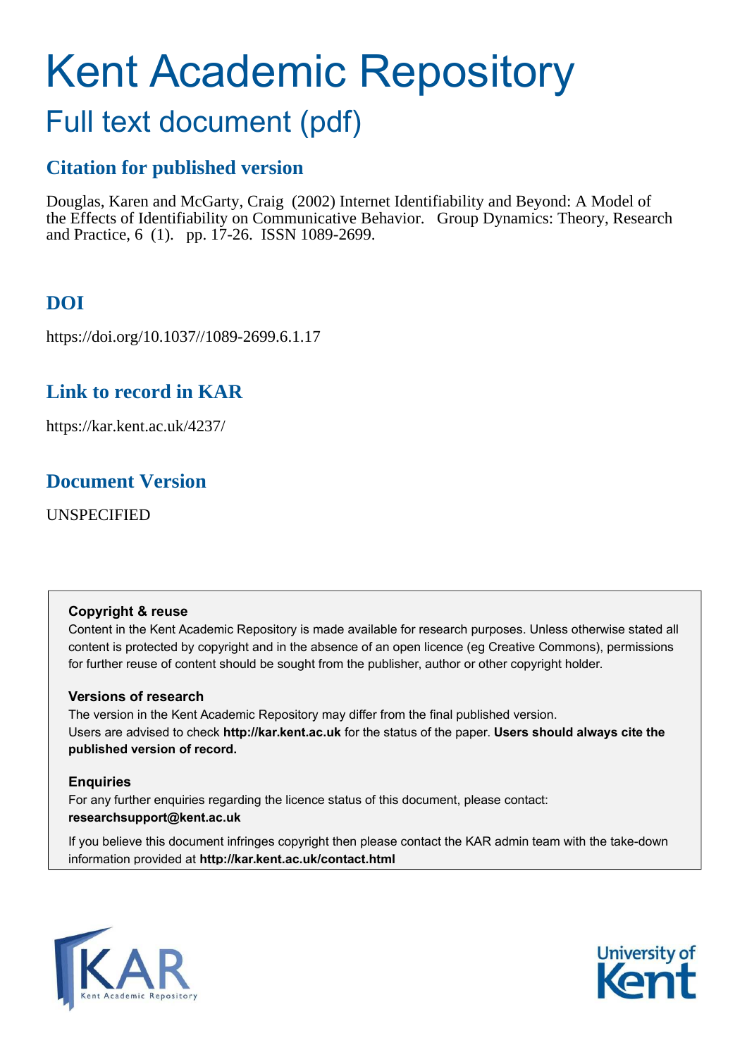# Kent Academic Repository

## Full text document (pdf)

### Citation for published version

Douglas, Karen and McGarty, Craig (2002) Internet Identifiability and Beyond: A Model of the Effects of Identifiability on Communicative Behavior. Group Dynamics: Theory, Research and Practice, 6 (1). pp. 17-26. ISSN 1089-2699.

### DOI

https://doi.org/10.1037//1089-2699.6.1.17

### Link to record in KAR

https://kar.kent.ac.uk/4237/

### Document Version

UNSPECIFIED

**Copyright & reuse**

Content in the Kent Academic Repository is made available for research purposes. Unless otherwise stated all content is protected by copyright and in the absence of an open licence (eg Creative Commons), permissions for further reuse of content should be sought from the publisher, author or other copyright holder.

**Versions of research**

The version in the Kent Academic Repository may differ from the final published version. Users are advised to check **http://kar.kent.ac.uk** for the status of the paper. **Users should always cite the published version of record.**

**Enquiries**

For any further enquiries regarding the licence status of this document, please contact: **researchsupport@kent.ac.uk**

If you believe this document infringes copyright then please contact the KAR admin team with the take-down information provided at **http://kar.kent.ac.uk/contact.html**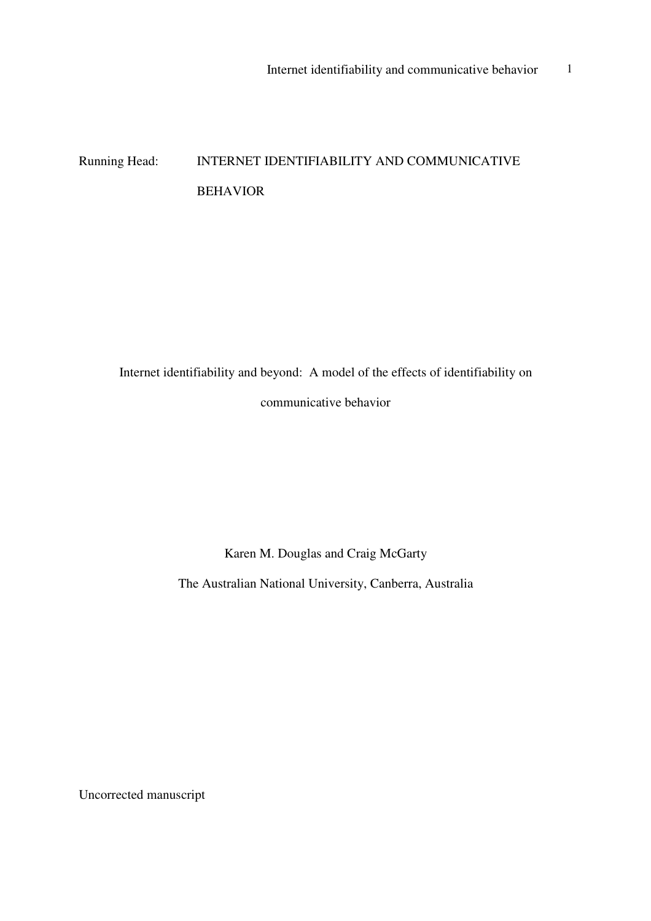Running Head: INTERNET IDENTIFIABILITY AND COMMUNICATIVE BEHAVIOR

# Internet identifiability and beyond: A model of the effects of identifiability on communicative behavior

Karen M. Douglas and Craig McGarty

The Australian National University, Canberra, Australia

Uncorrected manuscript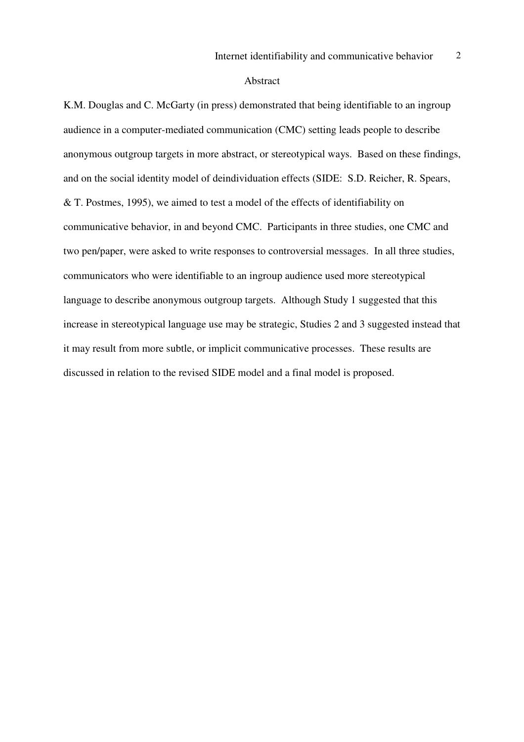## Abstract

K.M. Douglas and C. McGarty (in press) demonstrated that being identifiable to an ingroup audience in a computer-mediated communication (CMC) setting leads people to describe anonymous outgroup targets in more abstract, or stereotypical ways. Based on these findings, and on the social identity model of deindividuation effects (SIDE: S.D. Reicher, R. Spears, & T. Postmes, 1995), we aimed to test a model of the effects of identifiability on communicative behavior, in and beyond CMC. Participants in three studies, one CMC and two pen/paper, were asked to write responses to controversial messages. In all three studies, communicators who were identifiable to an ingroup audience used more stereotypical language to describe anonymous outgroup targets. Although Study 1 suggested that this increase in stereotypical language use may be strategic, Studies 2 and 3 suggested instead that it may result from more subtle, or implicit communicative processes. These results are discussed in relation to the revised SIDE model and a final model is proposed.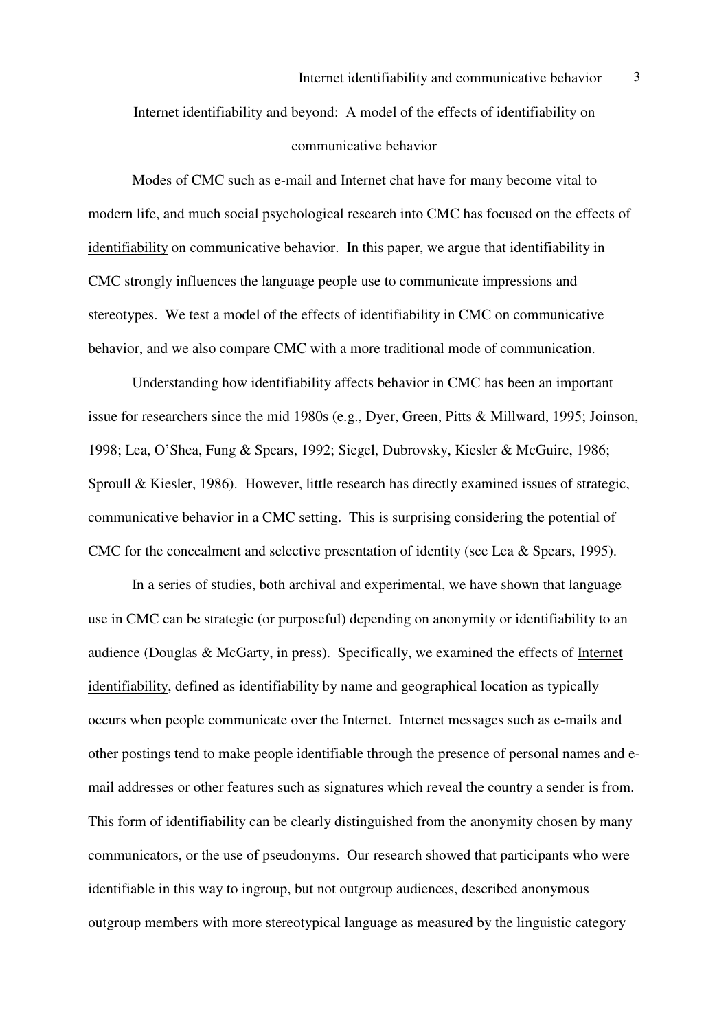# Internet identifiability and beyond: A model of the effects of identifiability on communicative behavior

Modes of CMC such as e-mail and Internet chat have for many become vital to modern life, and much social psychological research into CMC has focused on the effects of identifiability on communicative behavior. In this paper, we argue that identifiability in CMC strongly influences the language people use to communicate impressions and stereotypes. We test a model of the effects of identifiability in CMC on communicative behavior, and we also compare CMC with a more traditional mode of communication.

Understanding how identifiability affects behavior in CMC has been an important issue for researchers since the mid 1980s (e.g., Dyer, Green, Pitts & Millward, 1995; Joinson, 1998; Lea, O'Shea, Fung & Spears, 1992; Siegel, Dubrovsky, Kiesler & McGuire, 1986; Sproull & Kiesler, 1986). However, little research has directly examined issues of strategic, communicative behavior in a CMC setting. This is surprising considering the potential of CMC for the concealment and selective presentation of identity (see Lea & Spears, 1995).

In a series of studies, both archival and experimental, we have shown that language use in CMC can be strategic (or purposeful) depending on anonymity or identifiability to an audience (Douglas & McGarty, in press). Specifically, we examined the effects of Internet identifiability, defined as identifiability by name and geographical location as typically occurs when people communicate over the Internet. Internet messages such as e-mails and other postings tend to make people identifiable through the presence of personal names and e-mail addresses or other features such as signatures which reveal the country a sender is from. This form of identifiability can be clearly distinguished from the anonymity chosen by many communicators, or the use of pseudonyms. Our research showed that participants who were identifiable in this way to ingroup, but not outgroup audiences, described anonymous outgroup members with more stereotypical language as measured by the linguistic category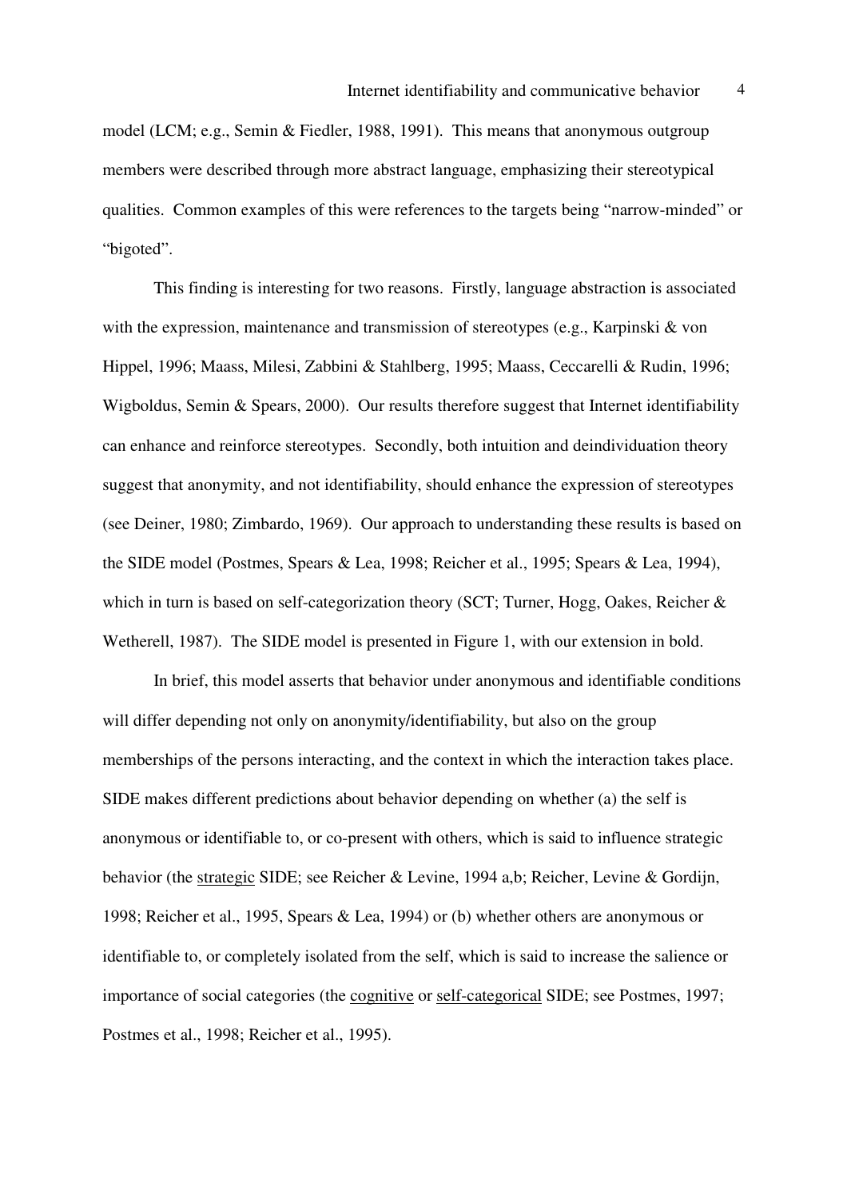model (LCM; e.g., Semin & Fiedler, 1988, 1991). This means that anonymous outgroup members were described through more abstract language, emphasizing their stereotypical qualities. Common examples of this were references to the targets being "narrow-minded" or "bigoted".

This finding is interesting for two reasons. Firstly, language abstraction is associated with the expression, maintenance and transmission of stereotypes (e.g., Karpinski & von Hippel, 1996; Maass, Milesi, Zabbini & Stahlberg, 1995; Maass, Ceccarelli & Rudin, 1996; Wigboldus, Semin & Spears, 2000). Our results therefore suggest that Internet identifiability can enhance and reinforce stereotypes. Secondly, both intuition and deindividuation theory suggest that anonymity, and not identifiability, should enhance the expression of stereotypes (see Deiner, 1980; Zimbardo, 1969). Our approach to understanding these results is based on the SIDE model (Postmes, Spears & Lea, 1998; Reicher et al., 1995; Spears & Lea, 1994), which in turn is based on self-categorization theory (SCT; Turner, Hogg, Oakes, Reicher & Wetherell, 1987). The SIDE model is presented in Figure 1, with our extension in bold.

In brief, this model asserts that behavior under anonymous and identifiable conditions will differ depending not only on anonymity/identifiability, but also on the group memberships of the persons interacting, and the context in which the interaction takes place. SIDE makes different predictions about behavior depending on whether (a) the self is anonymous or identifiable to, or co-present with others, which is said to influence strategic behavior (the <u>strategic</u> SIDE; see Reicher & Levine, 1994 a,b; Reicher, Levine & Gordijn, 1998; Reicher et al., 1995, Spears & Lea, 1994) or (b) whether others are anonymous or identifiable to, or completely isolated from the self, which is said to increase the salience or importance of social categories (the <u>cognitive</u> or <u>self-categorical</u> SIDE; see Postmes, 1997; Postmes et al., 1998; Reicher et al., 1995).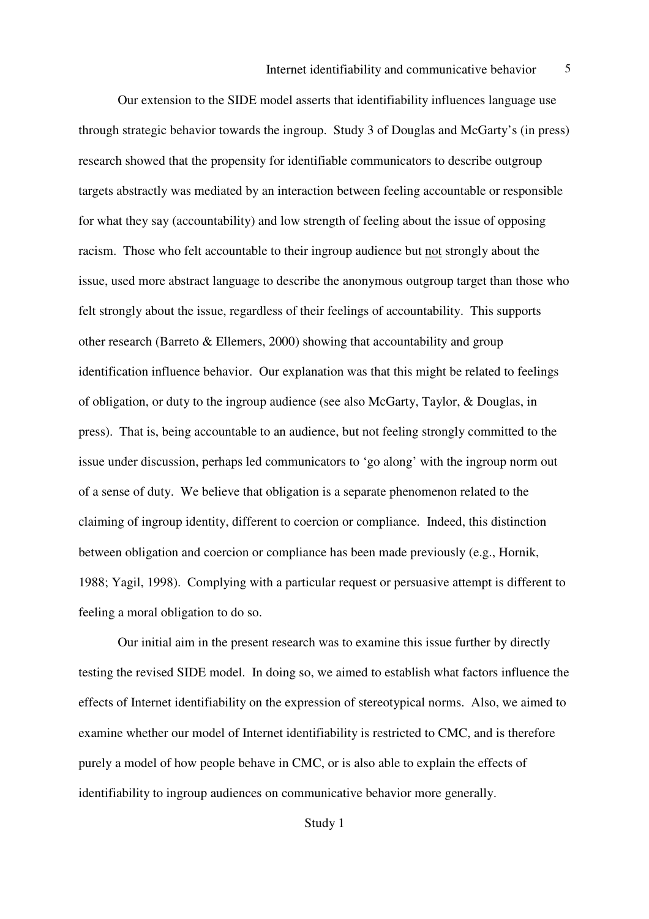Our extension to the SIDE model asserts that identifiability influences language use through strategic behavior towards the ingroup. Study 3 of Douglas and McGarty's (in press) research showed that the propensity for identifiable communicators to describe outgroup targets abstractly was mediated by an interaction between feeling accountable or responsible for what they say (accountability) and low strength of feeling about the issue of opposing racism. Those who felt accountable to their ingroup audience but <u>not</u> strongly about the issue, used more abstract language to describe the anonymous outgroup target than those who felt strongly about the issue, regardless of their feelings of accountability. This supports other research (Barreto & Ellemers, 2000) showing that accountability and group identification influence behavior. Our explanation was that this might be related to feelings of obligation, or duty to the ingroup audience (see also McGarty, Taylor, & Douglas, in press). That is, being accountable to an audience, but not feeling strongly committed to the issue under discussion, perhaps led communicators to 'go along' with the ingroup norm out of a sense of duty. We believe that obligation is a separate phenomenon related to the claiming of ingroup identity, different to coercion or compliance. Indeed, this distinction between obligation and coercion or compliance has been made previously (e.g., Hornik, 1988; Yagil, 1998). Complying with a particular request or persuasive attempt is different to feeling a moral obligation to do so.

Our initial aim in the present research was to examine this issue further by directly testing the revised SIDE model. In doing so, we aimed to establish what factors influence the effects of Internet identifiability on the expression of stereotypical norms. Also, we aimed to examine whether our model of Internet identifiability is restricted to CMC, and is therefore purely a model of how people behave in CMC, or is also able to explain the effects of identifiability to ingroup audiences on communicative behavior more generally.

## Study 1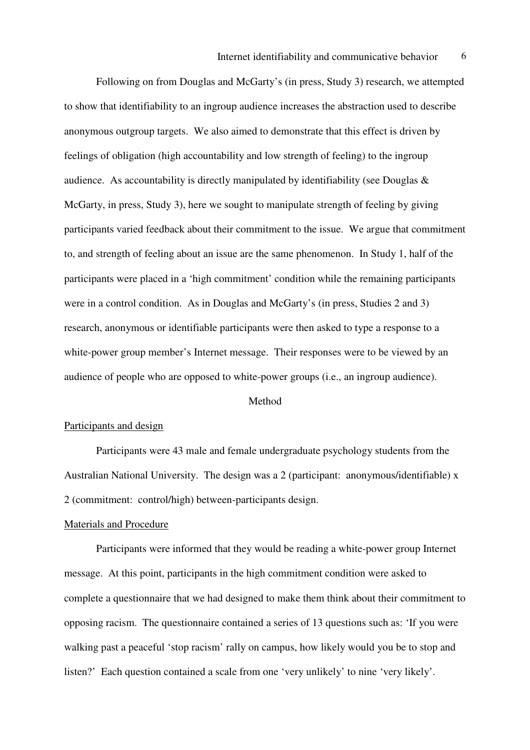Following on from Douglas and McGarty's (in press, Study 3) research, we attempted to show that identifiability to an ingroup audience increases the abstraction used to describe anonymous outgroup targets. We also aimed to demonstrate that this effect is driven by feelings of obligation (high accountability and low strength of feeling) to the ingroup audience. As accountability is directly manipulated by identifiability (see Douglas & McGarty, in press, Study 3), here we sought to manipulate strength of feeling by giving participants varied feedback about their commitment to the issue. We argue that commitment to, and strength of feeling about an issue are the same phenomenon. In Study 1, half of the participants were placed in a 'high commitment' condition while the remaining participants were in a control condition. As in Douglas and McGarty's (in press, Studies 2 and 3) research, anonymous or identifiable participants were then asked to type a response to a white-power group member's Internet message. Their responses were to be viewed by an audience of people who are opposed to white-power groups (i.e., an ingroup audience).

## Method

### Participants and design

Participants were 43 male and female undergraduate psychology students from the Australian National University. The design was a 2 (participant: anonymous/identifiable) x 2 (commitment: control/high) between-participants design.

### Materials and Procedure

Participants were informed that they would be reading a white-power group Internet message. At this point, participants in the high commitment condition were asked to complete a questionnaire that we had designed to make them think about their commitment to opposing racism. The questionnaire contained a series of 13 questions such as: 'If you were walking past a peaceful 'stop racism' rally on campus, how likely would you be to stop and listen?' Each question contained a scale from one 'very unlikely' to nine 'very likely'.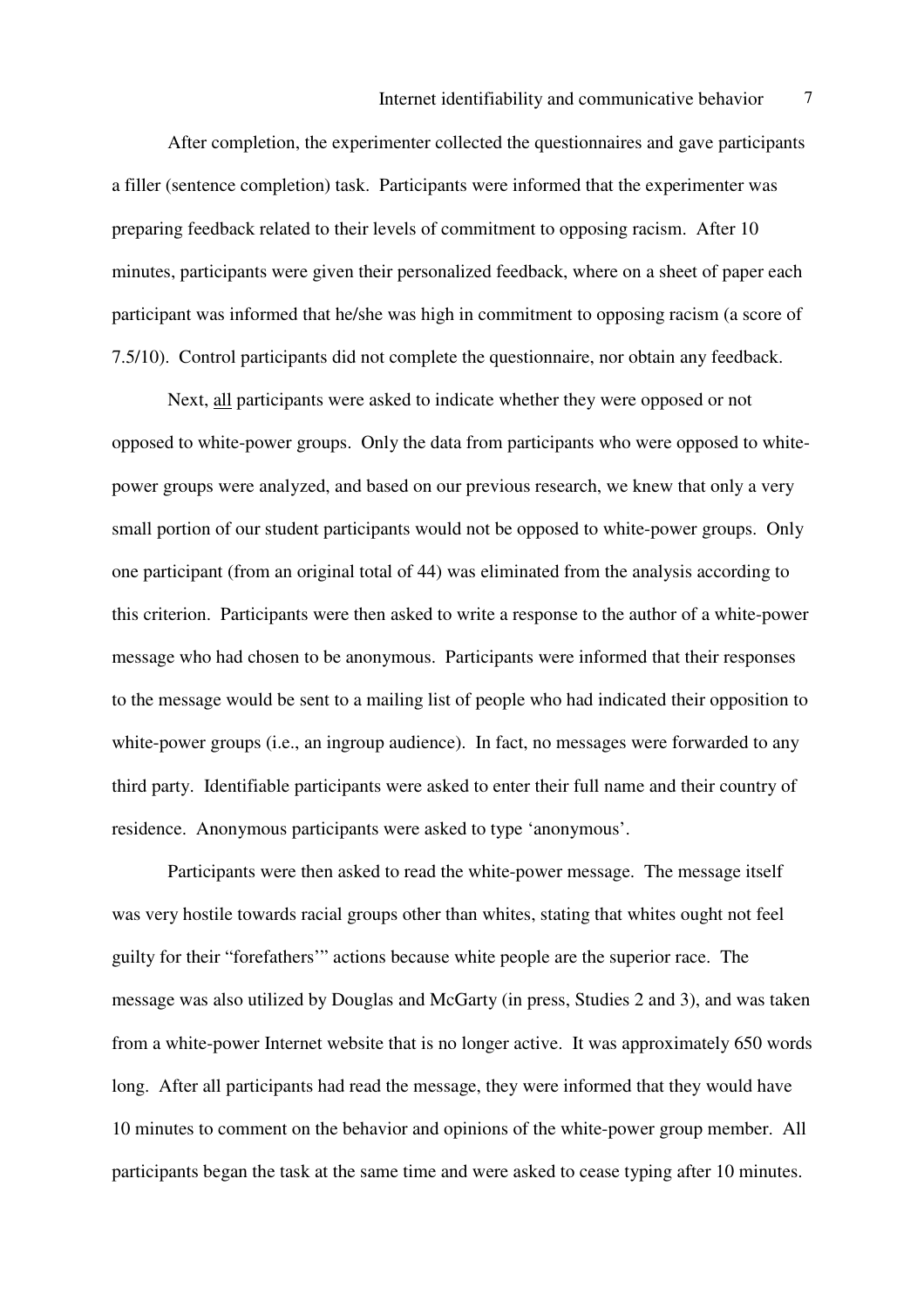After completion, the experimenter collected the questionnaires and gave participants a filler (sentence completion) task. Participants were informed that the experimenter was preparing feedback related to their levels of commitment to opposing racism. After 10 minutes, participants were given their personalized feedback, where on a sheet of paper each participant was informed that he/she was high in commitment to opposing racism (a score of 7.5/10). Control participants did not complete the questionnaire, nor obtain any feedback.

Next, <u>all</u> participants were asked to indicate whether they were opposed or not opposed to white-power groups. Only the data from participants who were opposed to white-power groups were analyzed, and based on our previous research, we knew that only a very small portion of our student participants would not be opposed to white-power groups. Only one participant (from an original total of 44) was eliminated from the analysis according to this criterion. Participants were then asked to write a response to the author of a white-power message who had chosen to be anonymous. Participants were informed that their responses to the message would be sent to a mailing list of people who had indicated their opposition to white-power groups (i.e., an ingroup audience). In fact, no messages were forwarded to any third party. Identifiable participants were asked to enter their full name and their country of residence. Anonymous participants were asked to type 'anonymous'.

Participants were then asked to read the white-power message. The message itself was very hostile towards racial groups other than whites, stating that whites ought not feel guilty for their "forefathers'" actions because white people are the superior race. The message was also utilized by Douglas and McGarty (in press, Studies 2 and 3), and was taken from a white-power Internet website that is no longer active. It was approximately 650 words long. After all participants had read the message, they were informed that they would have 10 minutes to comment on the behavior and opinions of the white-power group member. All participants began the task at the same time and were asked to cease typing after 10 minutes.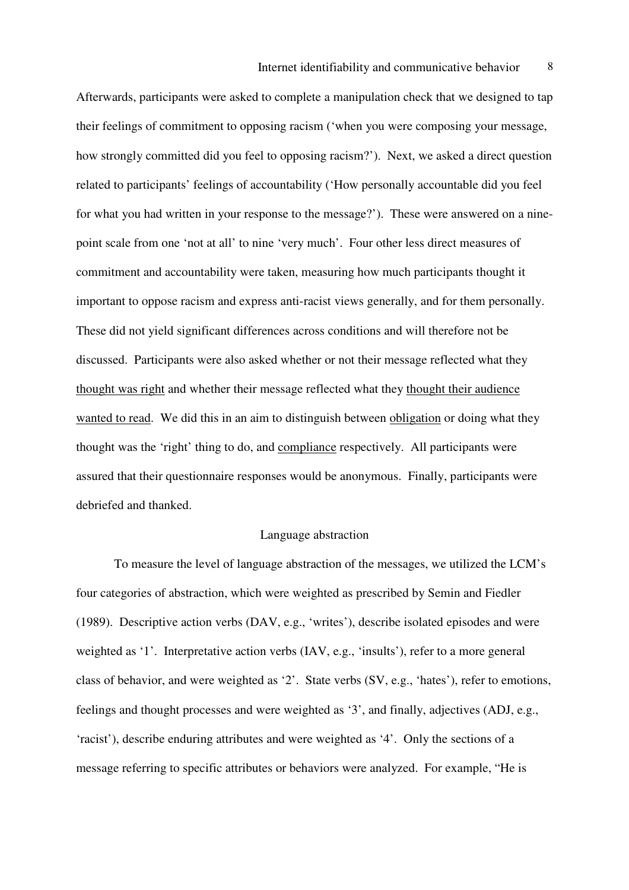Afterwards, participants were asked to complete a manipulation check that we designed to tap their feelings of commitment to opposing racism ('when you were composing your message, how strongly committed did you feel to opposing racism?'). Next, we asked a direct question related to participants' feelings of accountability ('How personally accountable did you feel for what you had written in your response to the message?'). These were answered on a nine-point scale from one 'not at all' to nine 'very much'. Four other less direct measures of commitment and accountability were taken, measuring how much participants thought it important to oppose racism and express anti-racist views generally, and for them personally. These did not yield significant differences across conditions and will therefore not be discussed. Participants were also asked whether or not their message reflected what they <u>thought was right</u> and whether their message reflected what they <u>thought their audience wanted to read</u>. We did this in an aim to distinguish between <u>obligation</u> or doing what they thought was the 'right' thing to do, and <u>compliance</u> respectively. All participants were assured that their questionnaire responses would be anonymous. Finally, participants were debriefed and thanked.

## Language abstraction

To measure the level of language abstraction of the messages, we utilized the LCM's four categories of abstraction, which were weighted as prescribed by Semin and Fiedler (1989). Descriptive action verbs (DAV, e.g., 'writes'), describe isolated episodes and were weighted as '1'. Interpretative action verbs (IAV, e.g., 'insults'), refer to a more general class of behavior, and were weighted as '2'. State verbs (SV, e.g., 'hates'), refer to emotions, feelings and thought processes and were weighted as '3', and finally, adjectives (ADJ, e.g., 'racist'), describe enduring attributes and were weighted as '4'. Only the sections of a message referring to specific attributes or behaviors were analyzed. For example, "He is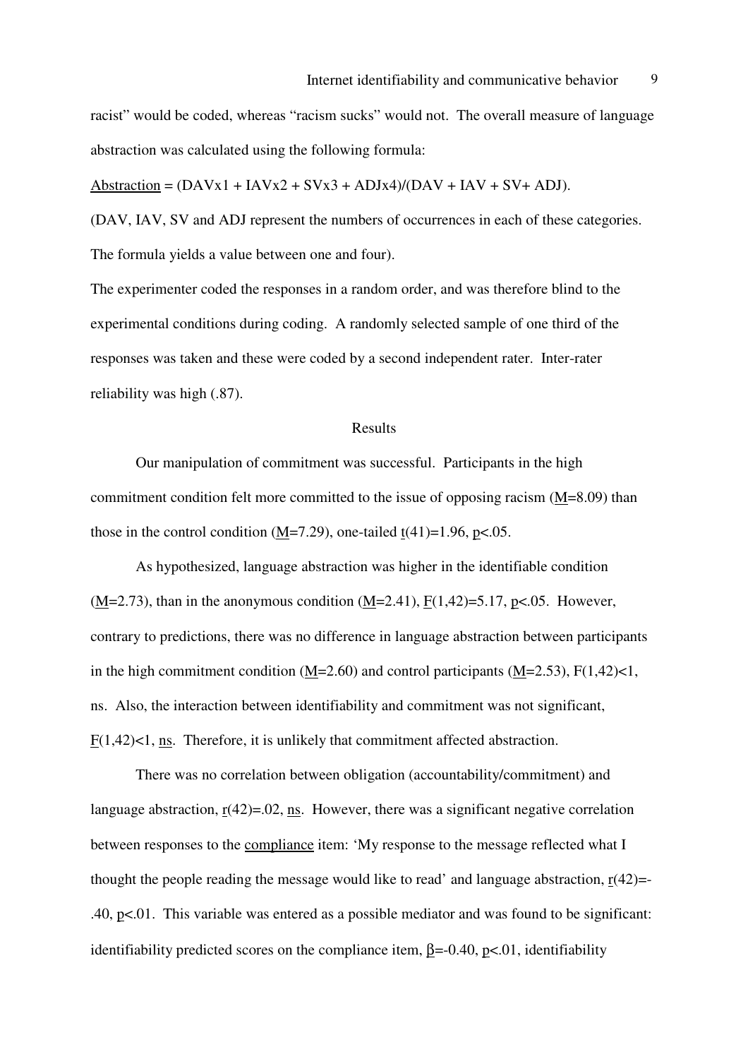racist" would be coded, whereas "racism sucks" would not. The overall measure of language abstraction was calculated using the following formula:

$\underline{\text{Abstraction}} = (DAV \times 1 + IAV \times 2 + SV \times 3 + ADJ \times 4)/(DAV + IAV + SV + ADJ)$.

(DAV, IAV, SV and ADJ represent the numbers of occurrences in each of these categories. The formula yields a value between one and four).

The experimenter coded the responses in a random order, and was therefore blind to the experimental conditions during coding. A randomly selected sample of one third of the responses was taken and these were coded by a second independent rater. Inter-rater reliability was high (.87).

## Results

Our manipulation of commitment was successful. Participants in the high commitment condition felt more committed to the issue of opposing racism ($M=8.09$) than those in the control condition ($M=7.29$), one-tailed $t(41)=1.96$, $p<.05$.

As hypothesized, language abstraction was higher in the identifiable condition ($M=2.73$), than in the anonymous condition ($M=2.41$), $F(1,42)=5.17$, $p<.05$. However, contrary to predictions, there was no difference in language abstraction between participants in the high commitment condition ($M=2.60$) and control participants ($M=2.53$), $F(1,42)<1$, ns. Also, the interaction between identifiability and commitment was not significant, $F(1,42)<1$, ns. Therefore, it is unlikely that commitment affected abstraction.

There was no correlation between obligation (accountability/commitment) and language abstraction, $r(42)=.02$, ns. However, there was a significant negative correlation between responses to the compliance item: 'My response to the message reflected what I thought the people reading the message would like to read' and language abstraction, $r(42)=-.40$, $p<.01$. This variable was entered as a possible mediator and was found to be significant: identifiability predicted scores on the compliance item, $\beta=-0.40$, $p<.01$, identifiability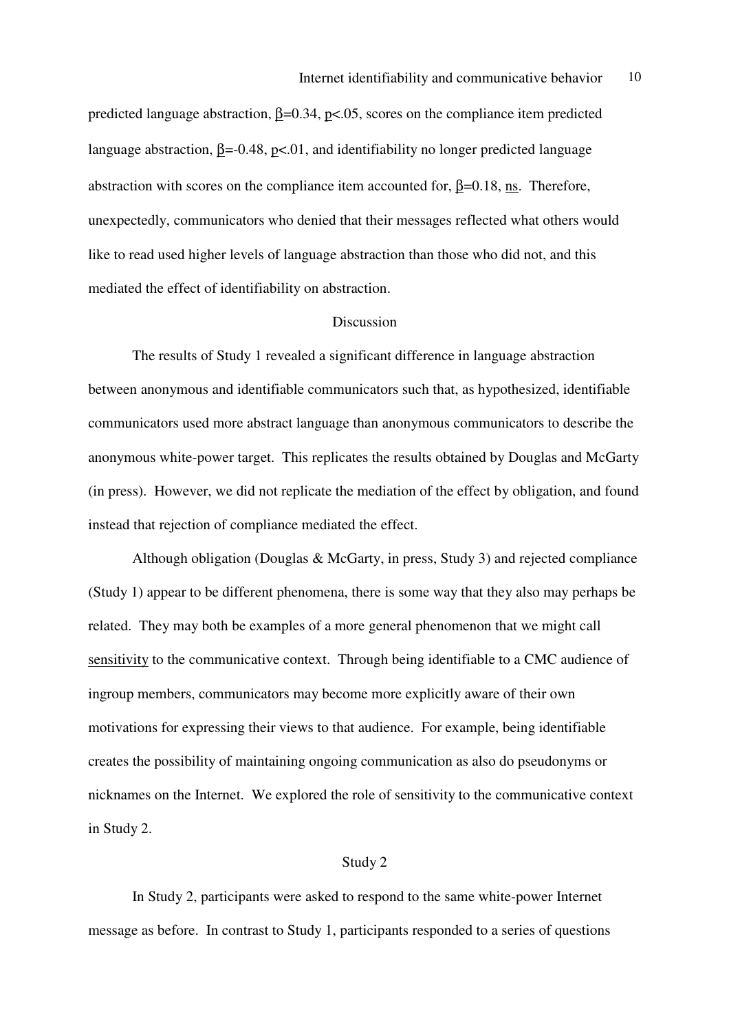predicted language abstraction, $\beta$=0.34, $p$<.05, scores on the compliance item predicted language abstraction, $\beta$=-0.48, $p$<.01, and identifiability no longer predicted language abstraction with scores on the compliance item accounted for, $\beta$=0.18, ns. Therefore, unexpectedly, communicators who denied that their messages reflected what others would like to read used higher levels of language abstraction than those who did not, and this mediated the effect of identifiability on abstraction.

## Discussion

The results of Study 1 revealed a significant difference in language abstraction between anonymous and identifiable communicators such that, as hypothesized, identifiable communicators used more abstract language than anonymous communicators to describe the anonymous white-power target. This replicates the results obtained by Douglas and McGarty (in press). However, we did not replicate the mediation of the effect by obligation, and found instead that rejection of compliance mediated the effect.

Although obligation (Douglas & McGarty, in press, Study 3) and rejected compliance (Study 1) appear to be different phenomena, there is some way that they also may perhaps be related. They may both be examples of a more general phenomenon that we might call sensitivity to the communicative context. Through being identifiable to a CMC audience of ingroup members, communicators may become more explicitly aware of their own motivations for expressing their views to that audience. For example, being identifiable creates the possibility of maintaining ongoing communication as also do pseudonyms or nicknames on the Internet. We explored the role of sensitivity to the communicative context in Study 2.

## Study 2

In Study 2, participants were asked to respond to the same white-power Internet message as before. In contrast to Study 1, participants responded to a series of questions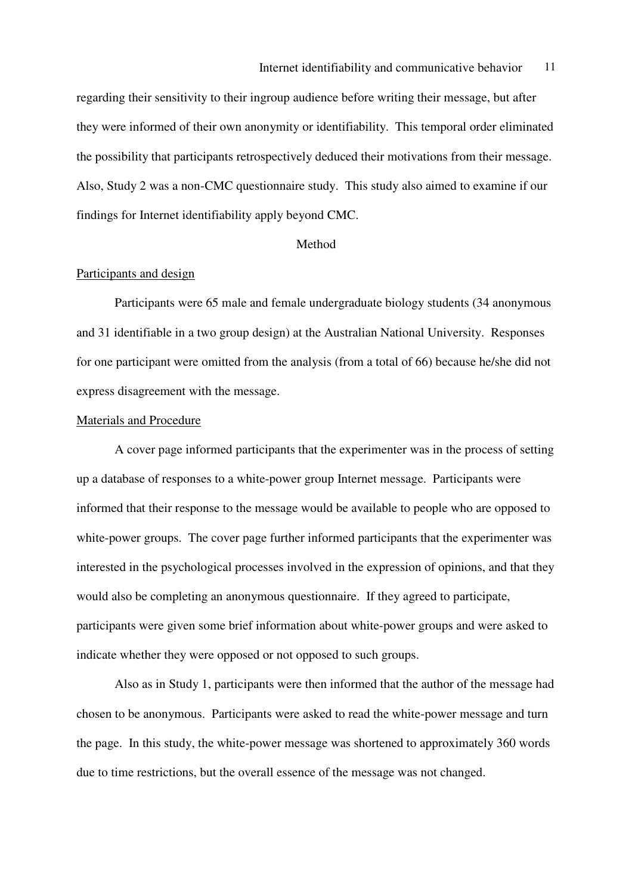regarding their sensitivity to their ingroup audience before writing their message, but after they were informed of their own anonymity or identifiability. This temporal order eliminated the possibility that participants retrospectively deduced their motivations from their message. Also, Study 2 was a non-CMC questionnaire study. This study also aimed to examine if our findings for Internet identifiability apply beyond CMC.

## Method

### Participants and design

Participants were 65 male and female undergraduate biology students (34 anonymous and 31 identifiable in a two group design) at the Australian National University. Responses for one participant were omitted from the analysis (from a total of 66) because he/she did not express disagreement with the message.

### Materials and Procedure

A cover page informed participants that the experimenter was in the process of setting up a database of responses to a white-power group Internet message. Participants were informed that their response to the message would be available to people who are opposed to white-power groups. The cover page further informed participants that the experimenter was interested in the psychological processes involved in the expression of opinions, and that they would also be completing an anonymous questionnaire. If they agreed to participate, participants were given some brief information about white-power groups and were asked to indicate whether they were opposed or not opposed to such groups.

Also as in Study 1, participants were then informed that the author of the message had chosen to be anonymous. Participants were asked to read the white-power message and turn the page. In this study, the white-power message was shortened to approximately 360 words due to time restrictions, but the overall essence of the message was not changed.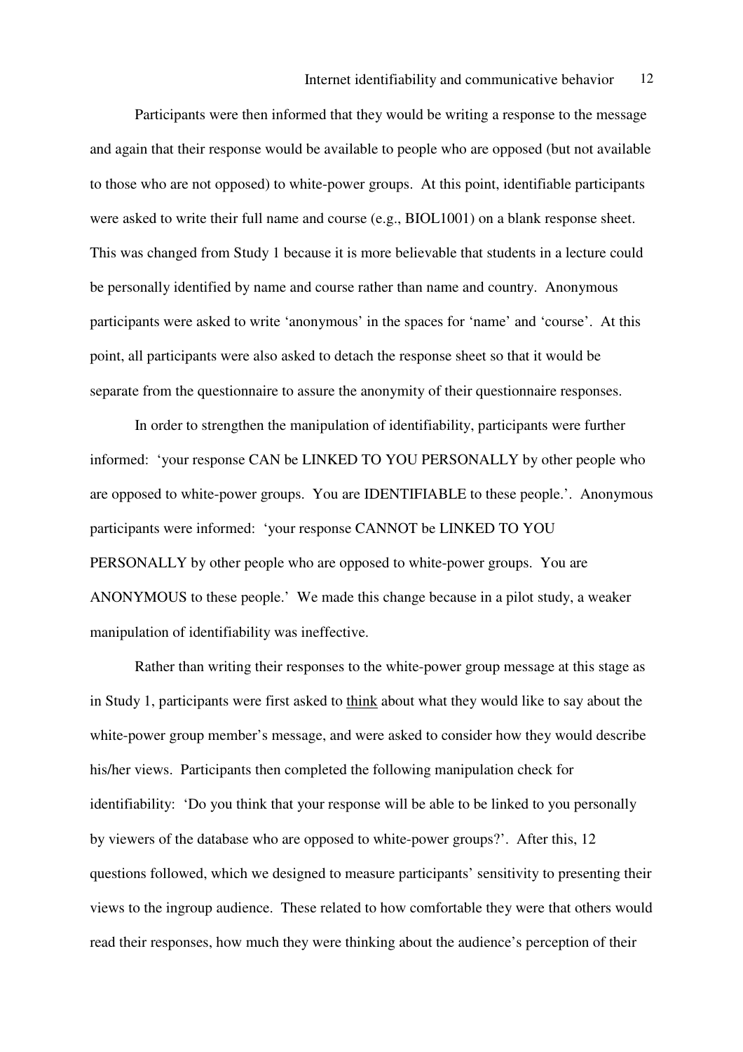Participants were then informed that they would be writing a response to the message and again that their response would be available to people who are opposed (but not available to those who are not opposed) to white-power groups. At this point, identifiable participants were asked to write their full name and course (e.g., BIOL1001) on a blank response sheet. This was changed from Study 1 because it is more believable that students in a lecture could be personally identified by name and course rather than name and country. Anonymous participants were asked to write 'anonymous' in the spaces for 'name' and 'course'. At this point, all participants were also asked to detach the response sheet so that it would be separate from the questionnaire to assure the anonymity of their questionnaire responses.

In order to strengthen the manipulation of identifiability, participants were further informed: 'your response CAN be LINKED TO YOU PERSONALLY by other people who are opposed to white-power groups. You are IDENTIFIABLE to these people.'. Anonymous participants were informed: 'your response CANNOT be LINKED TO YOU PERSONALLY by other people who are opposed to white-power groups. You are ANONYMOUS to these people.' We made this change because in a pilot study, a weaker manipulation of identifiability was ineffective.

Rather than writing their responses to the white-power group message at this stage as in Study 1, participants were first asked to <u>think</u> about what they would like to say about the white-power group member's message, and were asked to consider how they would describe his/her views. Participants then completed the following manipulation check for identifiability: 'Do you think that your response will be able to be linked to you personally by viewers of the database who are opposed to white-power groups?'. After this, 12 questions followed, which we designed to measure participants' sensitivity to presenting their views to the ingroup audience. These related to how comfortable they were that others would read their responses, how much they were thinking about the audience's perception of their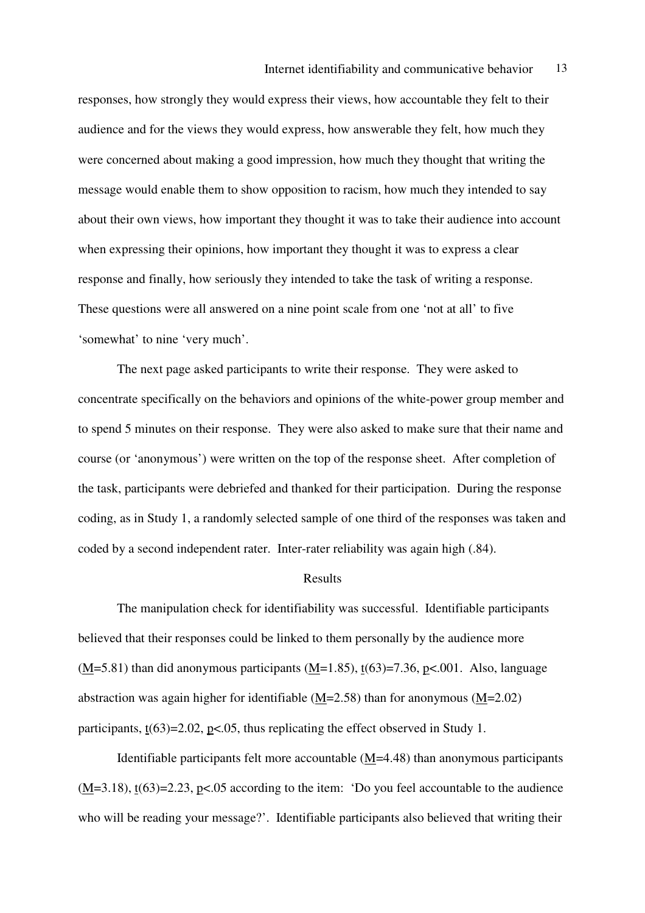responses, how strongly they would express their views, how accountable they felt to their audience and for the views they would express, how answerable they felt, how much they were concerned about making a good impression, how much they thought that writing the message would enable them to show opposition to racism, how much they intended to say about their own views, how important they thought it was to take their audience into account when expressing their opinions, how important they thought it was to express a clear response and finally, how seriously they intended to take the task of writing a response. These questions were all answered on a nine point scale from one 'not at all' to five 'somewhat' to nine 'very much'.

The next page asked participants to write their response. They were asked to concentrate specifically on the behaviors and opinions of the white-power group member and to spend 5 minutes on their response. They were also asked to make sure that their name and course (or 'anonymous') were written on the top of the response sheet. After completion of the task, participants were debriefed and thanked for their participation. During the response coding, as in Study 1, a randomly selected sample of one third of the responses was taken and coded by a second independent rater. Inter-rater reliability was again high (.84).

## Results

The manipulation check for identifiability was successful. Identifiable participants believed that their responses could be linked to them personally by the audience more ($\underline{M}$=5.81) than did anonymous participants ($\underline{M}$=1.85), $\underline{t}(63)=7.36$, $\underline{p}<.001$. Also, language abstraction was again higher for identifiable ($\underline{M}$=2.58) than for anonymous ($\underline{M}$=2.02) participants, $\underline{t}(63)=2.02$, $\underline{p}<.05$, thus replicating the effect observed in Study 1.

Identifiable participants felt more accountable ($\underline{M}$=4.48) than anonymous participants ($\underline{M}$=3.18), $\underline{t}(63)=2.23$, $\underline{p}<.05$ according to the item: 'Do you feel accountable to the audience who will be reading your message?'. Identifiable participants also believed that writing their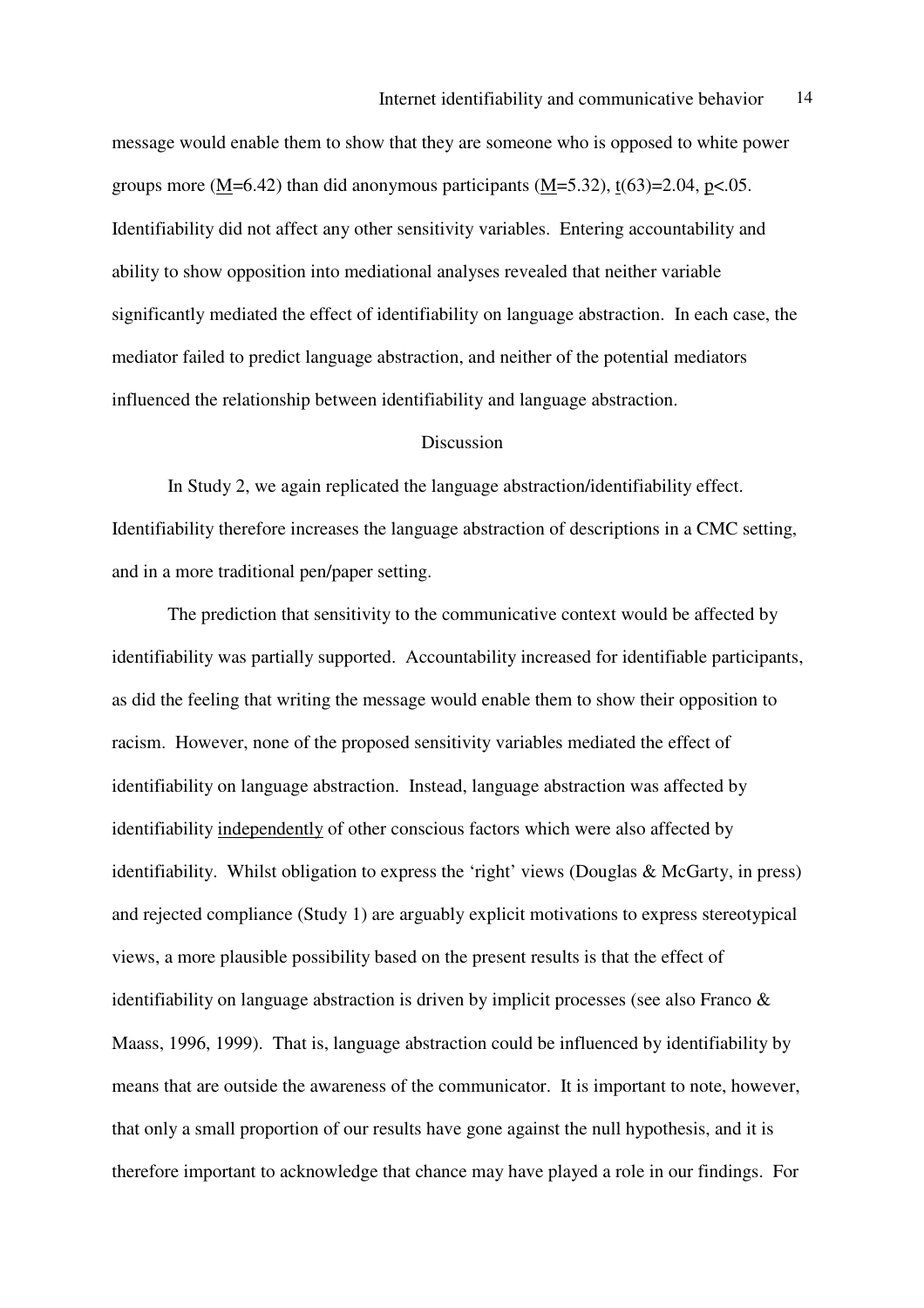message would enable them to show that they are someone who is opposed to white power groups more ($M$=6.42) than did anonymous participants ($M$=5.32), $t(63)=2.04$, $p<.05$. Identifiability did not affect any other sensitivity variables. Entering accountability and ability to show opposition into mediational analyses revealed that neither variable significantly mediated the effect of identifiability on language abstraction. In each case, the mediator failed to predict language abstraction, and neither of the potential mediators influenced the relationship between identifiability and language abstraction.

## Discussion

In Study 2, we again replicated the language abstraction/identifiability effect. Identifiability therefore increases the language abstraction of descriptions in a CMC setting, and in a more traditional pen/paper setting.

The prediction that sensitivity to the communicative context would be affected by identifiability was partially supported. Accountability increased for identifiable participants, as did the feeling that writing the message would enable them to show their opposition to racism. However, none of the proposed sensitivity variables mediated the effect of identifiability on language abstraction. Instead, language abstraction was affected by identifiability <u>independently</u> of other conscious factors which were also affected by identifiability. Whilst obligation to express the 'right' views (Douglas & McGarty, in press) and rejected compliance (Study 1) are arguably explicit motivations to express stereotypical views, a more plausible possibility based on the present results is that the effect of identifiability on language abstraction is driven by implicit processes (see also Franco & Maass, 1996, 1999). That is, language abstraction could be influenced by identifiability by means that are outside the awareness of the communicator. It is important to note, however, that only a small proportion of our results have gone against the null hypothesis, and it is therefore important to acknowledge that chance may have played a role in our findings. For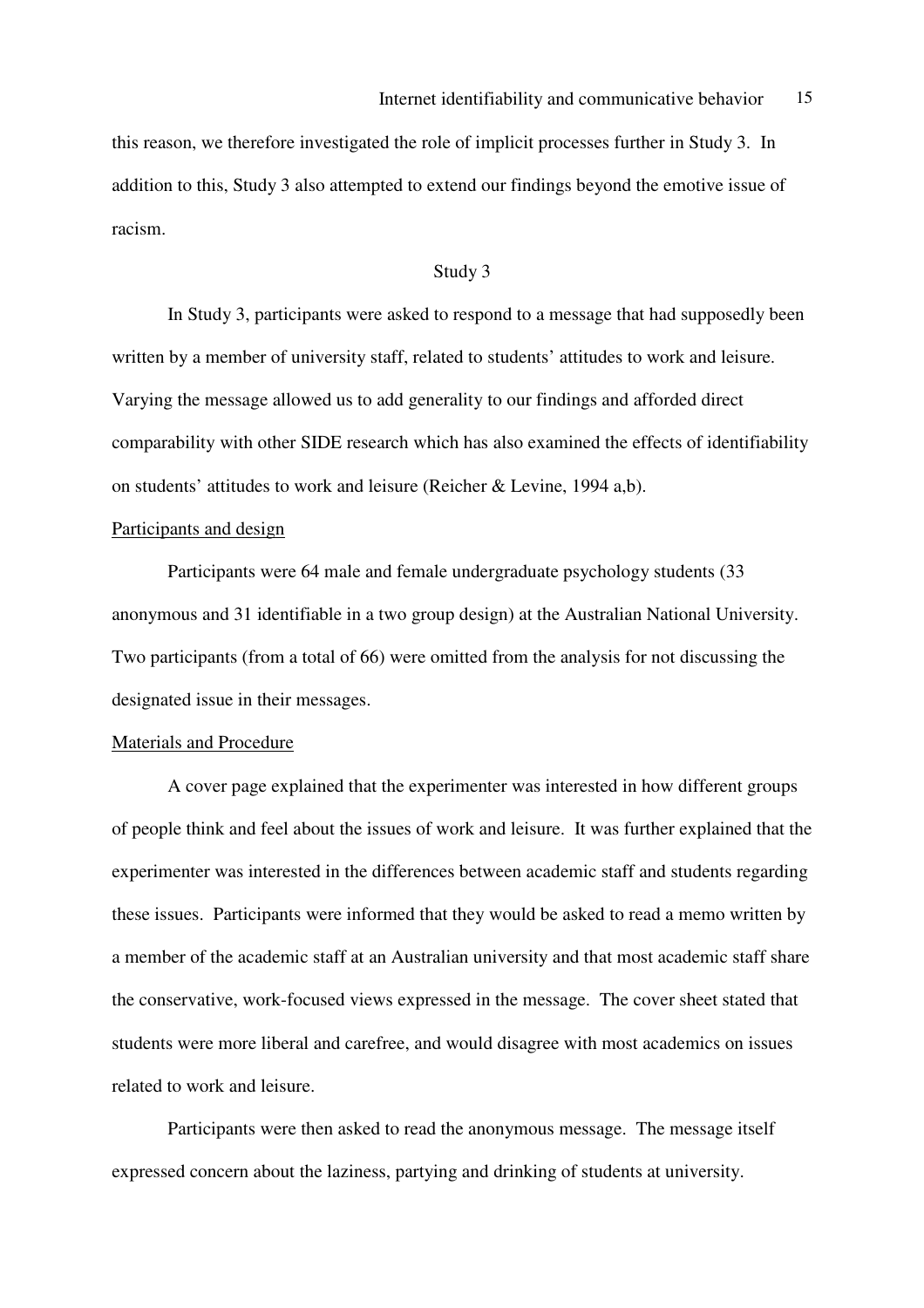this reason, we therefore investigated the role of implicit processes further in Study 3. In addition to this, Study 3 also attempted to extend our findings beyond the emotive issue of racism.

## Study 3

In Study 3, participants were asked to respond to a message that had supposedly been written by a member of university staff, related to students' attitudes to work and leisure. Varying the message allowed us to add generality to our findings and afforded direct comparability with other SIDE research which has also examined the effects of identifiability on students' attitudes to work and leisure (Reicher & Levine, 1994 a,b).

### Participants and design

Participants were 64 male and female undergraduate psychology students (33 anonymous and 31 identifiable in a two group design) at the Australian National University. Two participants (from a total of 66) were omitted from the analysis for not discussing the designated issue in their messages.

### Materials and Procedure

A cover page explained that the experimenter was interested in how different groups of people think and feel about the issues of work and leisure. It was further explained that the experimenter was interested in the differences between academic staff and students regarding these issues. Participants were informed that they would be asked to read a memo written by a member of the academic staff at an Australian university and that most academic staff share the conservative, work-focused views expressed in the message. The cover sheet stated that students were more liberal and carefree, and would disagree with most academics on issues related to work and leisure.

Participants were then asked to read the anonymous message. The message itself expressed concern about the laziness, partying and drinking of students at university.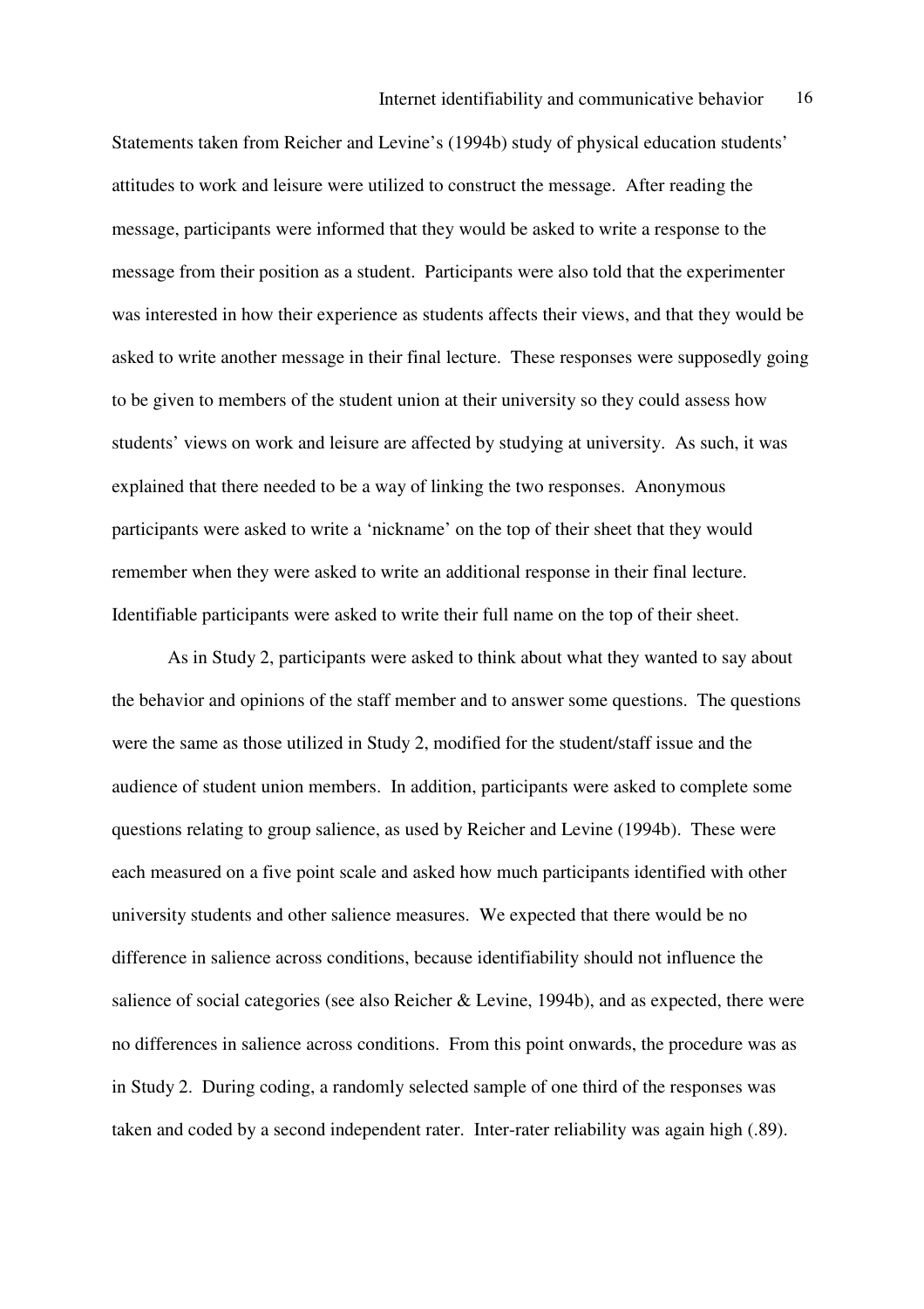Statements taken from Reicher and Levine's (1994b) study of physical education students' attitudes to work and leisure were utilized to construct the message. After reading the message, participants were informed that they would be asked to write a response to the message from their position as a student. Participants were also told that the experimenter was interested in how their experience as students affects their views, and that they would be asked to write another message in their final lecture. These responses were supposedly going to be given to members of the student union at their university so they could assess how students' views on work and leisure are affected by studying at university. As such, it was explained that there needed to be a way of linking the two responses. Anonymous participants were asked to write a 'nickname' on the top of their sheet that they would remember when they were asked to write an additional response in their final lecture. Identifiable participants were asked to write their full name on the top of their sheet.

As in Study 2, participants were asked to think about what they wanted to say about the behavior and opinions of the staff member and to answer some questions. The questions were the same as those utilized in Study 2, modified for the student/staff issue and the audience of student union members. In addition, participants were asked to complete some questions relating to group salience, as used by Reicher and Levine (1994b). These were each measured on a five point scale and asked how much participants identified with other university students and other salience measures. We expected that there would be no difference in salience across conditions, because identifiability should not influence the salience of social categories (see also Reicher & Levine, 1994b), and as expected, there were no differences in salience across conditions. From this point onwards, the procedure was as in Study 2. During coding, a randomly selected sample of one third of the responses was taken and coded by a second independent rater. Inter-rater reliability was again high (.89).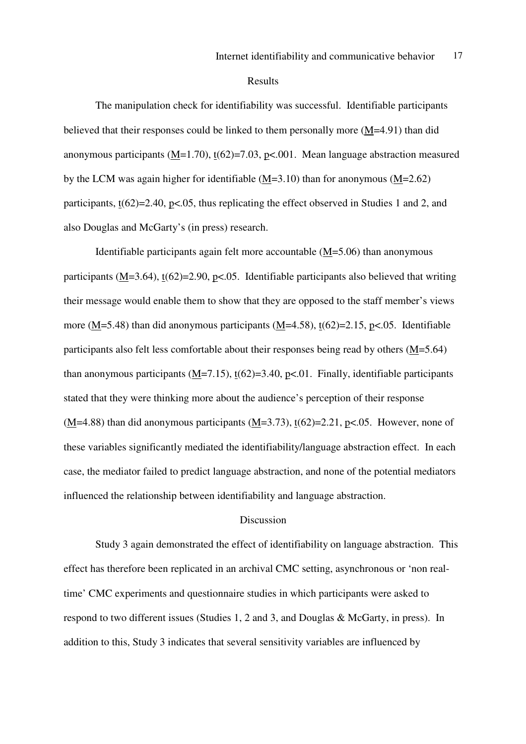## Results

The manipulation check for identifiability was successful. Identifiable participants believed that their responses could be linked to them personally more ($\underline{M}$=4.91) than did anonymous participants ($\underline{M}$=1.70), $\underline{t}(62)=7.03$, $\underline{p}<.001$. Mean language abstraction measured by the LCM was again higher for identifiable ($\underline{M}$=3.10) than for anonymous ($\underline{M}$=2.62) participants, $\underline{t}(62)=2.40$, $\underline{p}<.05$, thus replicating the effect observed in Studies 1 and 2, and also Douglas and McGarty's (in press) research.

Identifiable participants again felt more accountable ($\underline{M}$=5.06) than anonymous participants ($\underline{M}$=3.64), $\underline{t}(62)=2.90$, $\underline{p}<.05$. Identifiable participants also believed that writing their message would enable them to show that they are opposed to the staff member's views more ($\underline{M}$=5.48) than did anonymous participants ($\underline{M}$=4.58), $\underline{t}(62)=2.15$, $\underline{p}<.05$. Identifiable participants also felt less comfortable about their responses being read by others ($\underline{M}$=5.64) than anonymous participants ($\underline{M}$=7.15), $\underline{t}(62)=3.40$, $\underline{p}<.01$. Finally, identifiable participants stated that they were thinking more about the audience's perception of their response ($\underline{M}$=4.88) than did anonymous participants ($\underline{M}$=3.73), $\underline{t}(62)=2.21$, $\underline{p}<.05$. However, none of these variables significantly mediated the identifiability/language abstraction effect. In each case, the mediator failed to predict language abstraction, and none of the potential mediators influenced the relationship between identifiability and language abstraction.

## Discussion

Study 3 again demonstrated the effect of identifiability on language abstraction. This effect has therefore been replicated in an archival CMC setting, asynchronous or 'non real-time' CMC experiments and questionnaire studies in which participants were asked to respond to two different issues (Studies 1, 2 and 3, and Douglas & McGarty, in press). In addition to this, Study 3 indicates that several sensitivity variables are influenced by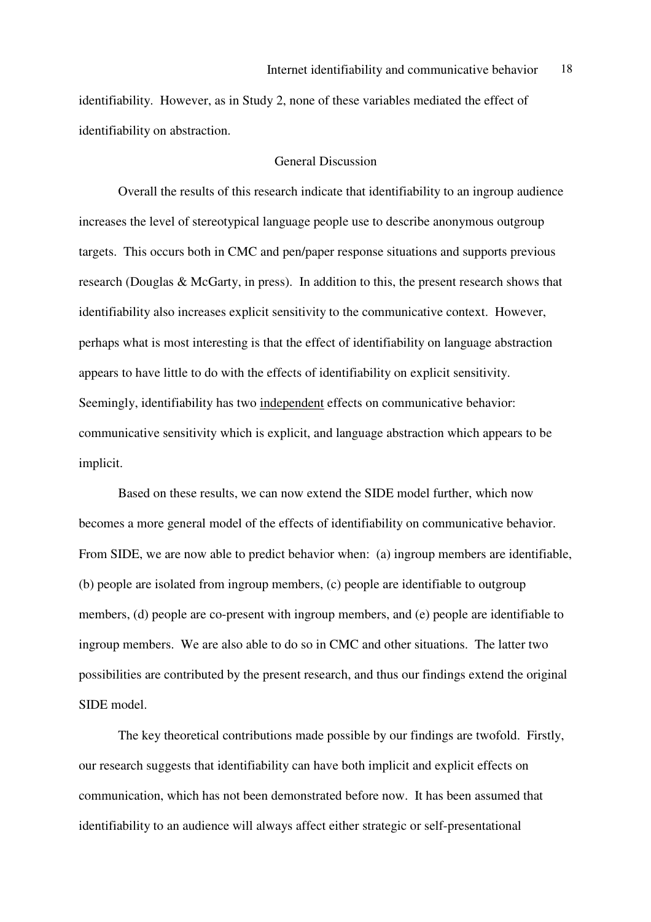identifiability. However, as in Study 2, none of these variables mediated the effect of identifiability on abstraction.

## General Discussion

Overall the results of this research indicate that identifiability to an ingroup audience increases the level of stereotypical language people use to describe anonymous outgroup targets. This occurs both in CMC and pen/paper response situations and supports previous research (Douglas & McGarty, in press). In addition to this, the present research shows that identifiability also increases explicit sensitivity to the communicative context. However, perhaps what is most interesting is that the effect of identifiability on language abstraction appears to have little to do with the effects of identifiability on explicit sensitivity. Seemingly, identifiability has two <u>independent</u> effects on communicative behavior: communicative sensitivity which is explicit, and language abstraction which appears to be implicit.

Based on these results, we can now extend the SIDE model further, which now becomes a more general model of the effects of identifiability on communicative behavior. From SIDE, we are now able to predict behavior when: (a) ingroup members are identifiable, (b) people are isolated from ingroup members, (c) people are identifiable to outgroup members, (d) people are co-present with ingroup members, and (e) people are identifiable to ingroup members. We are also able to do so in CMC and other situations. The latter two possibilities are contributed by the present research, and thus our findings extend the original SIDE model.

The key theoretical contributions made possible by our findings are twofold. Firstly, our research suggests that identifiability can have both implicit and explicit effects on communication, which has not been demonstrated before now. It has been assumed that identifiability to an audience will always affect either strategic or self-presentational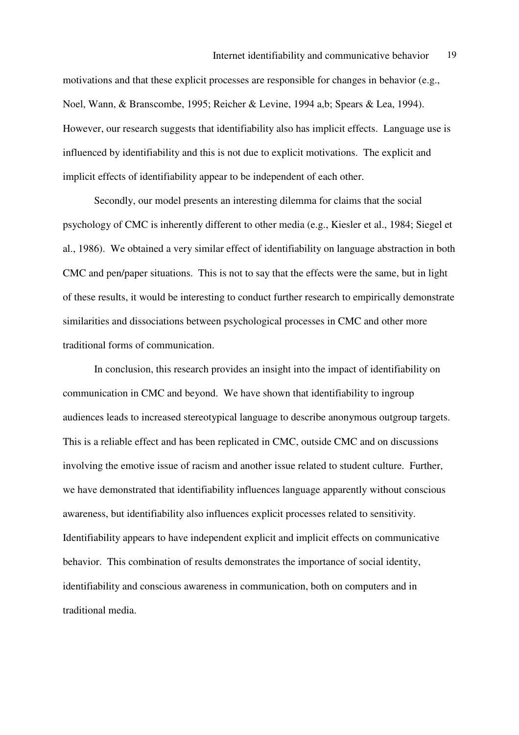motivations and that these explicit processes are responsible for changes in behavior (e.g., Noel, Wann, & Branscombe, 1995; Reicher & Levine, 1994 a,b; Spears & Lea, 1994). However, our research suggests that identifiability also has implicit effects. Language use is influenced by identifiability and this is not due to explicit motivations. The explicit and implicit effects of identifiability appear to be independent of each other.

Secondly, our model presents an interesting dilemma for claims that the social psychology of CMC is inherently different to other media (e.g., Kiesler et al., 1984; Siegel et al., 1986). We obtained a very similar effect of identifiability on language abstraction in both CMC and pen/paper situations. This is not to say that the effects were the same, but in light of these results, it would be interesting to conduct further research to empirically demonstrate similarities and dissociations between psychological processes in CMC and other more traditional forms of communication.

In conclusion, this research provides an insight into the impact of identifiability on communication in CMC and beyond. We have shown that identifiability to ingroup audiences leads to increased stereotypical language to describe anonymous outgroup targets. This is a reliable effect and has been replicated in CMC, outside CMC and on discussions involving the emotive issue of racism and another issue related to student culture. Further, we have demonstrated that identifiability influences language apparently without conscious awareness, but identifiability also influences explicit processes related to sensitivity. Identifiability appears to have independent explicit and implicit effects on communicative behavior. This combination of results demonstrates the importance of social identity, identifiability and conscious awareness in communication, both on computers and in traditional media.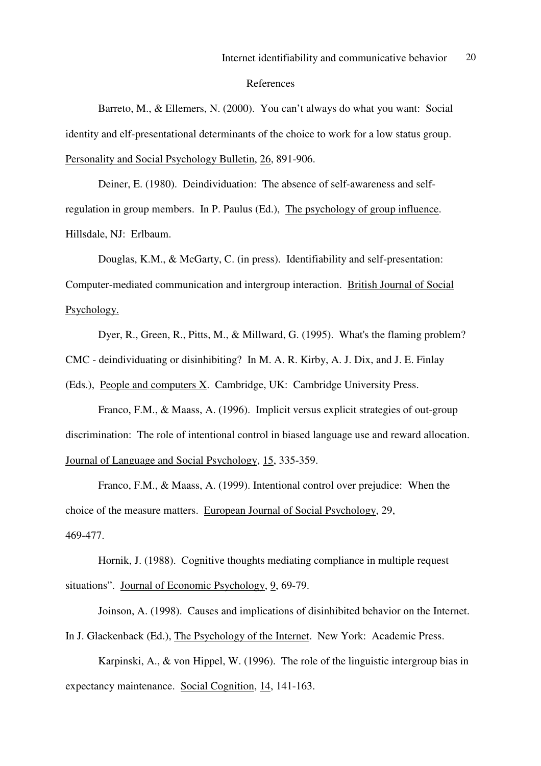# References

Barreto, M., & Ellemers, N. (2000). You can't always do what you want: Social identity and elf-presentational determinants of the choice to work for a low status group. <u>Personality and Social Psychology Bulletin</u>, <u>26</u>, 891-906.

Deiner, E. (1980). Deindividuation: The absence of self-awareness and self-regulation in group members. In P. Paulus (Ed.), <u>The psychology of group influence</u>. Hillsdale, NJ: Erlbaum.

Douglas, K.M., & McGarty, C. (in press). Identifiability and self-presentation: Computer-mediated communication and intergroup interaction. <u>British Journal of Social Psychology.</u>

Dyer, R., Green, R., Pitts, M., & Millward, G. (1995). What's the flaming problem? CMC - deindividuating or disinhibiting? In M. A. R. Kirby, A. J. Dix, and J. E. Finlay (Eds.), <u>People and computers X</u>. Cambridge, UK: Cambridge University Press.

Franco, F.M., & Maass, A. (1996). Implicit versus explicit strategies of out-group discrimination: The role of intentional control in biased language use and reward allocation. <u>Journal of Language and Social Psychology</u>, <u>15</u>, 335-359.

Franco, F.M., & Maass, A. (1999). Intentional control over prejudice: When the choice of the measure matters. <u>European Journal of Social Psychology</u>, 29, 469-477.

Hornik, J. (1988). Cognitive thoughts mediating compliance in multiple request situations". <u>Journal of Economic Psychology</u>, <u>9</u>, 69-79.

Joinson, A. (1998). Causes and implications of disinhibited behavior on the Internet. In J. Glackenback (Ed.), <u>The Psychology of the Internet</u>. New York: Academic Press.

Karpinski, A., & von Hippel, W. (1996). The role of the linguistic intergroup bias in expectancy maintenance. <u>Social Cognition</u>, <u>14</u>, 141-163.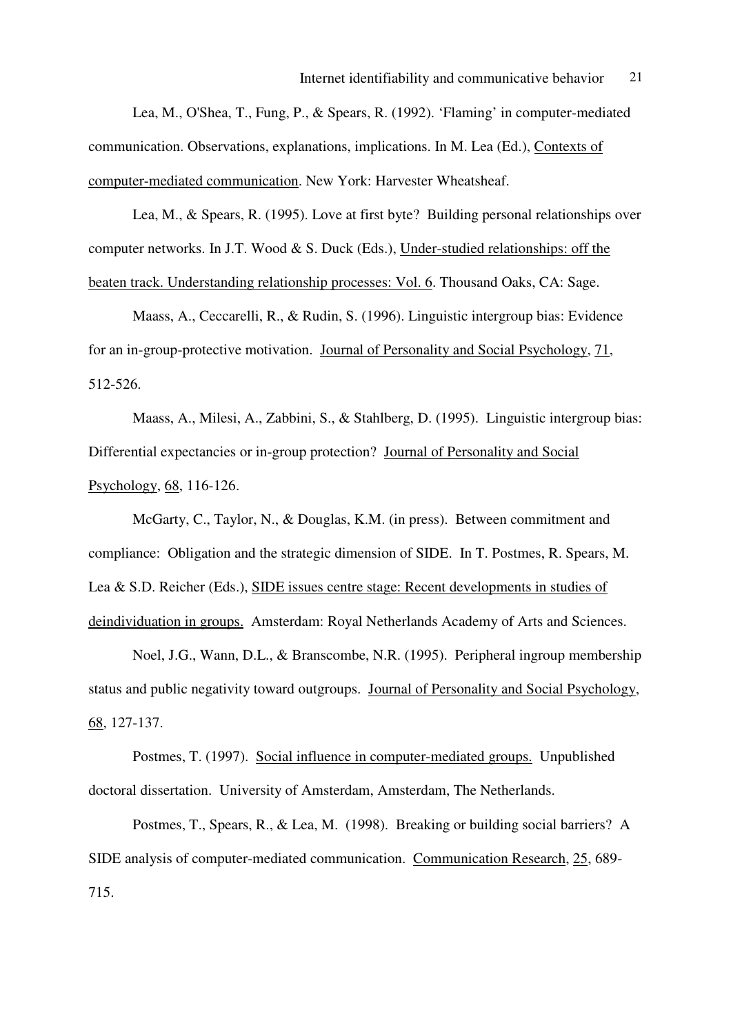Lea, M., O'Shea, T., Fung, P., & Spears, R. (1992). 'Flaming' in computer-mediated communication. Observations, explanations, implications. In M. Lea (Ed.), Contexts of computer-mediated communication. New York: Harvester Wheatsheaf.

Lea, M., & Spears, R. (1995). Love at first byte? Building personal relationships over computer networks. In J.T. Wood & S. Duck (Eds.), Under-studied relationships: off the beaten track. Understanding relationship processes: Vol. 6. Thousand Oaks, CA: Sage.

Maass, A., Ceccarelli, R., & Rudin, S. (1996). Linguistic intergroup bias: Evidence for an in-group-protective motivation. Journal of Personality and Social Psychology, 71, 512-526.

Maass, A., Milesi, A., Zabbini, S., & Stahlberg, D. (1995). Linguistic intergroup bias: Differential expectancies or in-group protection? Journal of Personality and Social Psychology, 68, 116-126.

McGarty, C., Taylor, N., & Douglas, K.M. (in press). Between commitment and compliance: Obligation and the strategic dimension of SIDE. In T. Postmes, R. Spears, M. Lea & S.D. Reicher (Eds.), SIDE issues centre stage: Recent developments in studies of deindividuation in groups. Amsterdam: Royal Netherlands Academy of Arts and Sciences.

Noel, J.G., Wann, D.L., & Branscombe, N.R. (1995). Peripheral ingroup membership status and public negativity toward outgroups. Journal of Personality and Social Psychology, 68, 127-137.

Postmes, T. (1997). Social influence in computer-mediated groups. Unpublished doctoral dissertation. University of Amsterdam, Amsterdam, The Netherlands.

Postmes, T., Spears, R., & Lea, M. (1998). Breaking or building social barriers? A SIDE analysis of computer-mediated communication. Communication Research, 25, 689-715.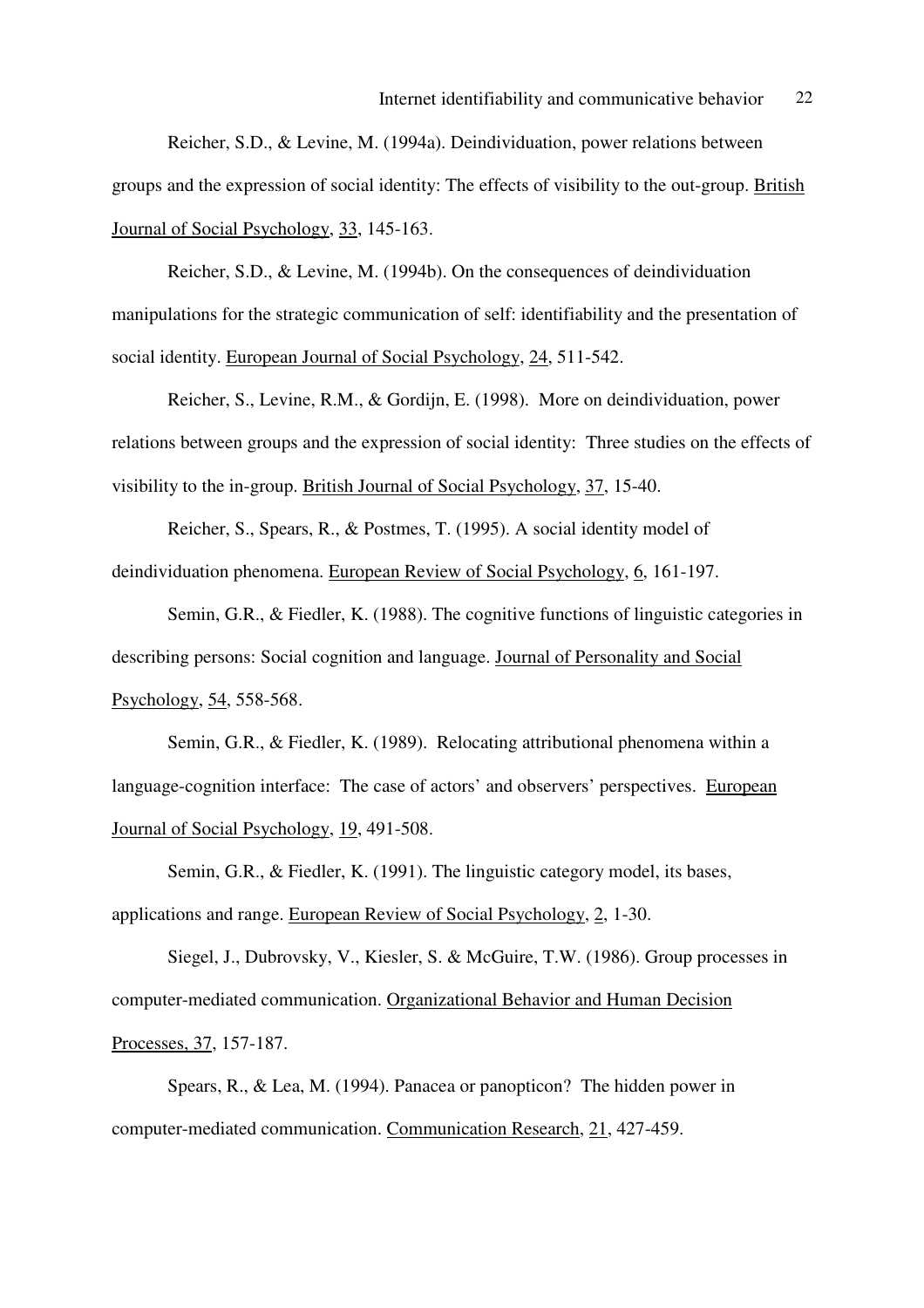Reicher, S.D., & Levine, M. (1994a). Deindividuation, power relations between groups and the expression of social identity: The effects of visibility to the out-group. British Journal of Social Psychology, 33, 145-163.

Reicher, S.D., & Levine, M. (1994b). On the consequences of deindividuation manipulations for the strategic communication of self: identifiability and the presentation of social identity. European Journal of Social Psychology, 24, 511-542.

Reicher, S., Levine, R.M., & Gordijn, E. (1998). More on deindividuation, power relations between groups and the expression of social identity: Three studies on the effects of visibility to the in-group. British Journal of Social Psychology, 37, 15-40.

Reicher, S., Spears, R., & Postmes, T. (1995). A social identity model of deindividuation phenomena. European Review of Social Psychology, 6, 161-197.

Semin, G.R., & Fiedler, K. (1988). The cognitive functions of linguistic categories in describing persons: Social cognition and language. Journal of Personality and Social Psychology, 54, 558-568.

Semin, G.R., & Fiedler, K. (1989). Relocating attributional phenomena within a language-cognition interface: The case of actors' and observers' perspectives. European Journal of Social Psychology, 19, 491-508.

Semin, G.R., & Fiedler, K. (1991). The linguistic category model, its bases, applications and range. European Review of Social Psychology, 2, 1-30.

Siegel, J., Dubrovsky, V., Kiesler, S. & McGuire, T.W. (1986). Group processes in computer-mediated communication. Organizational Behavior and Human Decision Processes, 37, 157-187.

Spears, R., & Lea, M. (1994). Panacea or panopticon? The hidden power in computer-mediated communication. Communication Research, 21, 427-459.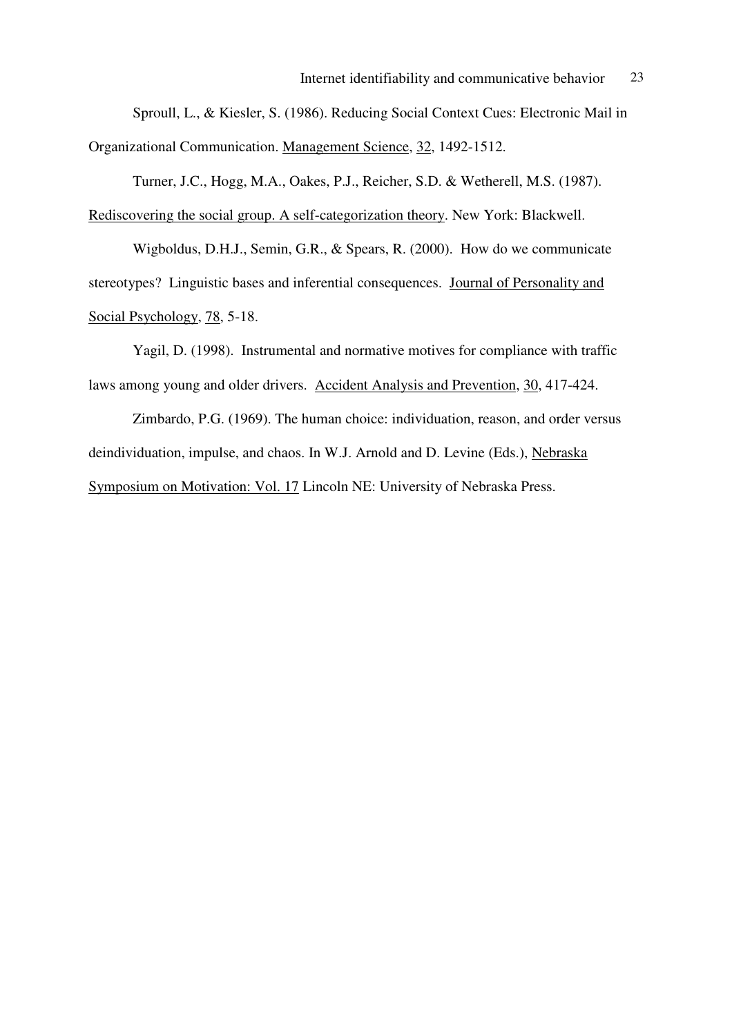Sproull, L., & Kiesler, S. (1986). Reducing Social Context Cues: Electronic Mail in Organizational Communication. Management Science, 32, 1492-1512.

Turner, J.C., Hogg, M.A., Oakes, P.J., Reicher, S.D. & Wetherell, M.S. (1987). Rediscovering the social group. A self-categorization theory. New York: Blackwell.

Wigboldus, D.H.J., Semin, G.R., & Spears, R. (2000). How do we communicate stereotypes? Linguistic bases and inferential consequences. Journal of Personality and Social Psychology, 78, 5-18.

Yagil, D. (1998). Instrumental and normative motives for compliance with traffic laws among young and older drivers. Accident Analysis and Prevention, 30, 417-424.

Zimbardo, P.G. (1969). The human choice: individuation, reason, and order versus deindividuation, impulse, and chaos. In W.J. Arnold and D. Levine (Eds.), Nebraska Symposium on Motivation: Vol. 17 Lincoln NE: University of Nebraska Press.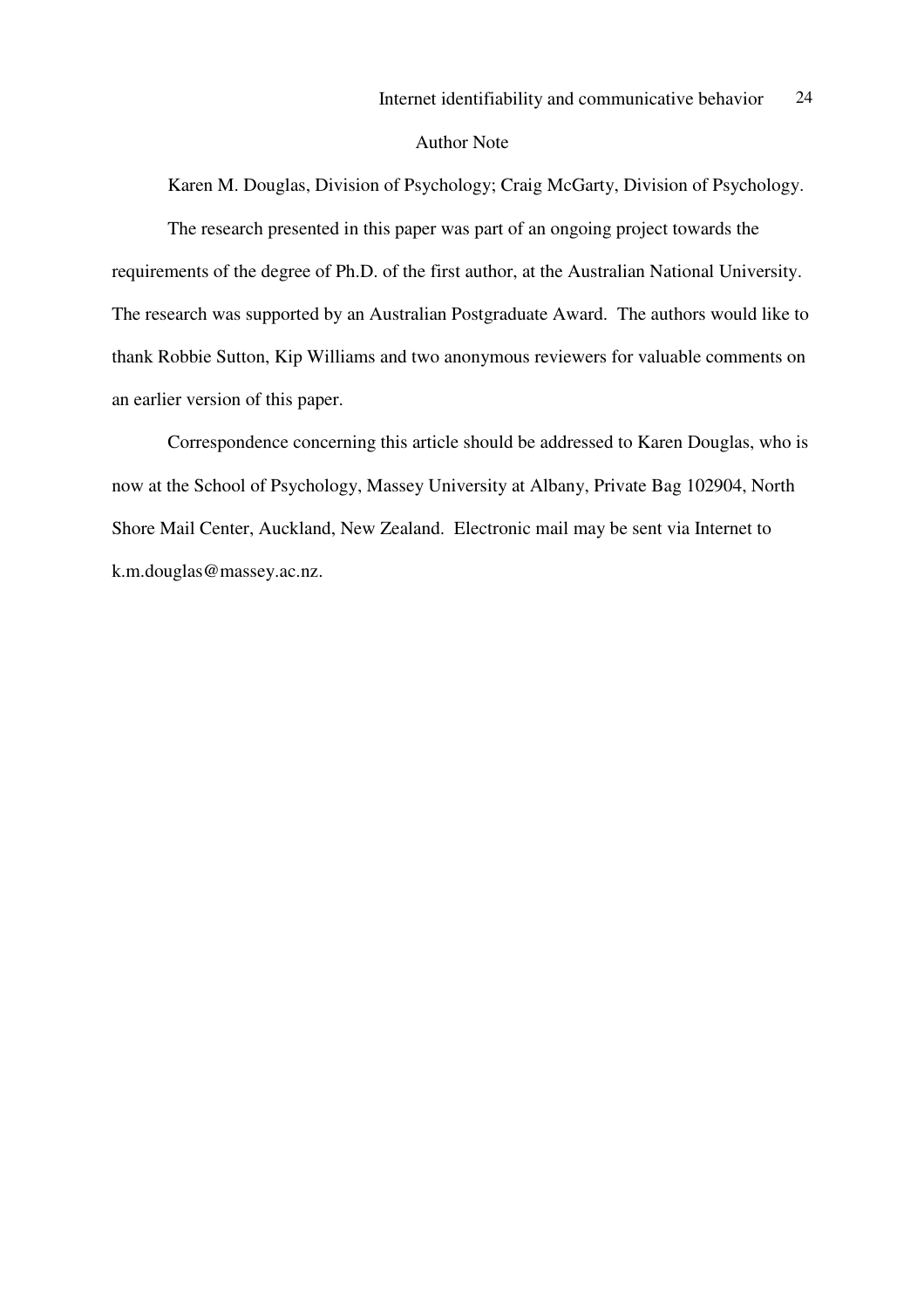## Author Note

Karen M. Douglas, Division of Psychology; Craig McGarty, Division of Psychology.

The research presented in this paper was part of an ongoing project towards the requirements of the degree of Ph.D. of the first author, at the Australian National University. The research was supported by an Australian Postgraduate Award. The authors would like to thank Robbie Sutton, Kip Williams and two anonymous reviewers for valuable comments on an earlier version of this paper.

Correspondence concerning this article should be addressed to Karen Douglas, who is now at the School of Psychology, Massey University at Albany, Private Bag 102904, North Shore Mail Center, Auckland, New Zealand. Electronic mail may be sent via Internet to k.m.douglas@massey.ac.nz.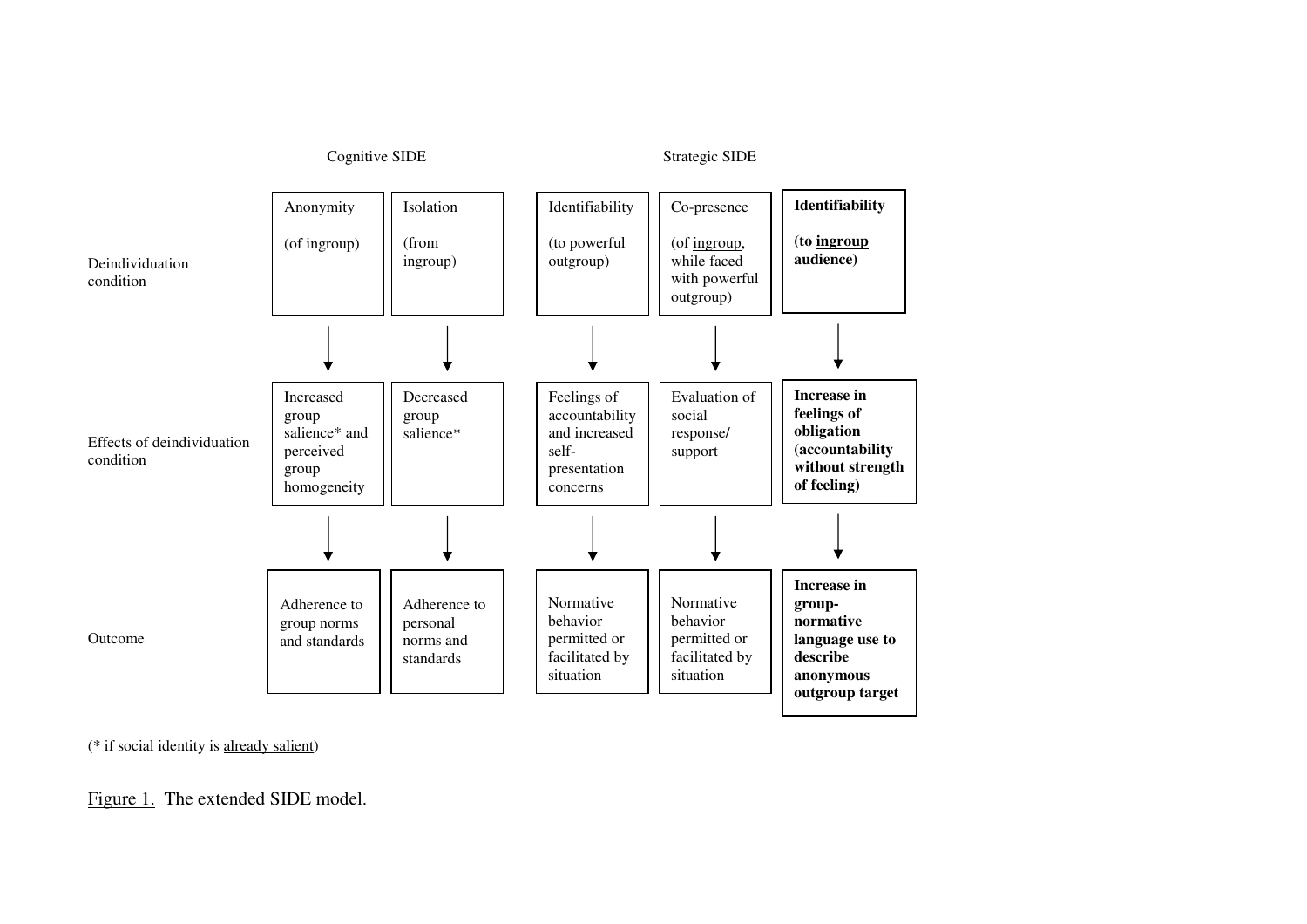Cognitive SIDE

Strategic SIDE

Deindividuation condition

Anonymity (of ingroup)

Isolation (from ingroup)

Identifiability (to powerful outgroup)

Co-presence (of ingroup, while faced with powerful outgroup)

**Identifiability (to ingroup audience)**

Effects of deindividuation condition

Increased group salience* and perceived group homogeneity

Decreased group salience*

Feelings of accountability and increased self-presentation concerns

Evaluation of social response/ support

**Increase in feelings of obligation (accountability without strength of feeling)**

Outcome

Adherence to group norms and standards

Adherence to personal norms and standards

Normative behavior permitted or facilitated by situation

Normative behavior permitted or facilitated by situation

**Increase in group-normative language use to describe anonymous outgroup target**

(* if social identity is already salient)

Figure 1. The extended SIDE model.